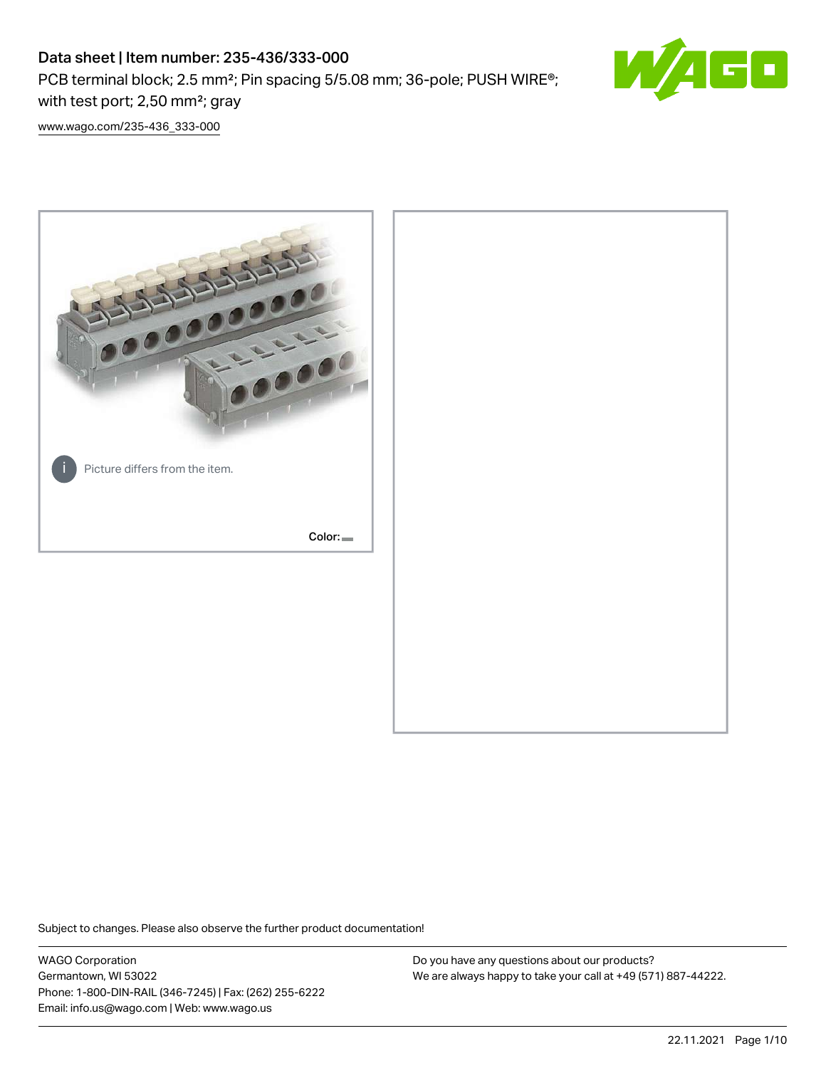# Data sheet | Item number: 235-436/333-000

PCB terminal block; 2.5 mm²; Pin spacing 5/5.08 mm; 36-pole; PUSH WIRE®; with test port; 2,50 mm²; gray

www.wago.com/235-436_333-000

Picture differs from the item.

Color:

Subject to changes. Please also observe the further product documentation!

WAGO Corporation
Germantown, WI 53022
Phone: 1-800-DIN-RAIL (346-7245) | Fax: (262) 255-6222
Email: info.us@wago.com | Web: www.wago.us

Do you have any questions about our products?
We are always happy to take your call at +49 (571) 887-44222.

22.11.2021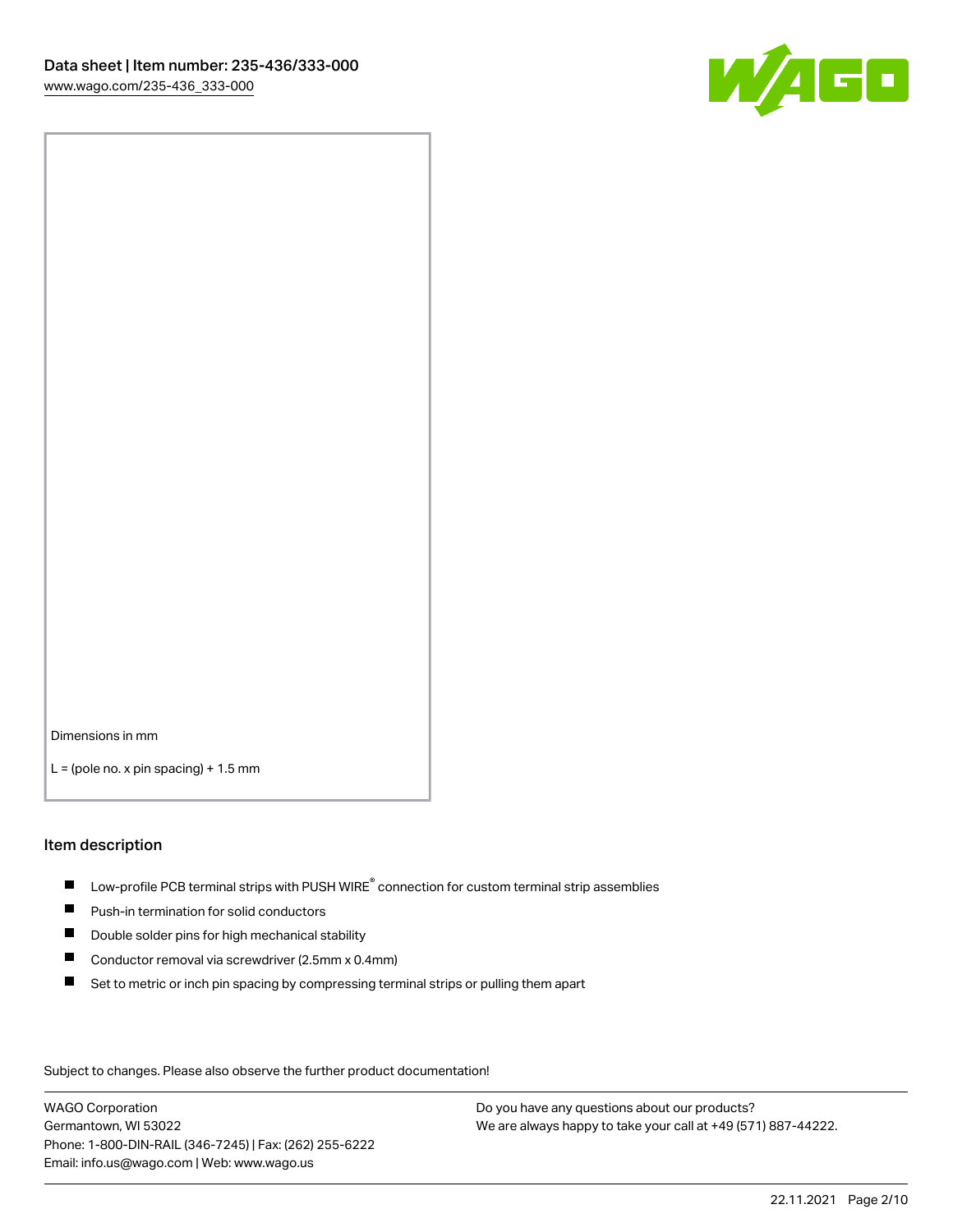Dimensions in mm

L = (pole no. x pin spacing) + 1.5 mm

## Item description

- Low-profile PCB terminal strips with PUSH WIRE® connection for custom terminal strip assemblies
- Push-in termination for solid conductors
- Double solder pins for high mechanical stability
- Conductor removal via screwdriver (2.5mm x 0.4mm)
- Set to metric or inch pin spacing by compressing terminal strips or pulling them apart

Subject to changes. Please also observe the further product documentation!

WAGO Corporation
Germantown, WI 53022
Phone: 1-800-DIN-RAIL (346-7245) | Fax: (262) 255-6222
Email: info.us@wago.com | Web: www.wago.us

Do you have any questions about our products?
We are always happy to take your call at +49 (571) 887-44222.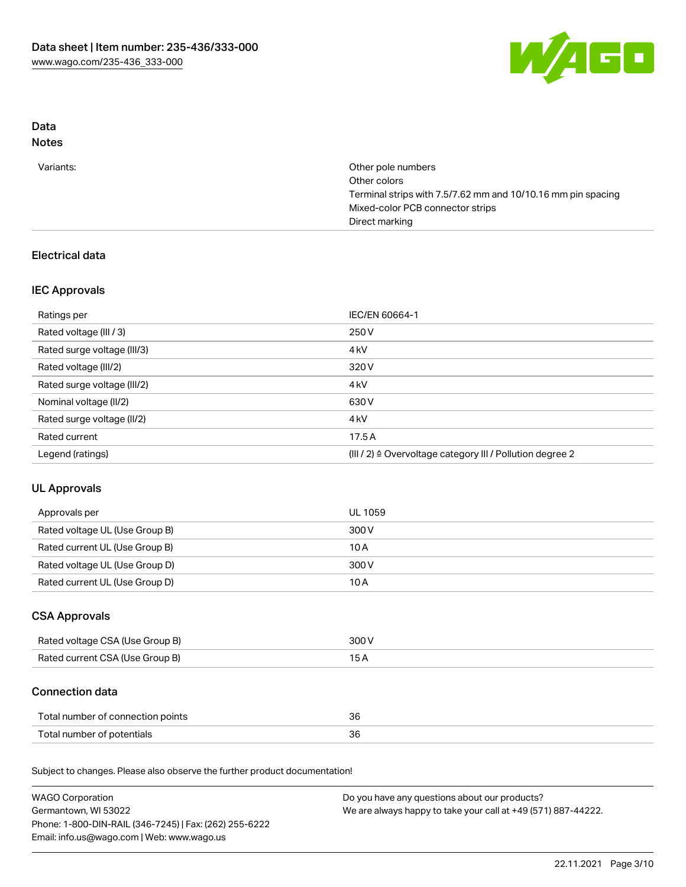## Data

### Notes

| | |
|---|---|
| Variants: | Other pole numbers<br>Other colors<br>Terminal strips with 7.5/7.62 mm and 10/10.16 mm pin spacing<br>Mixed-color PCB connector strips<br>Direct marking |

### Electrical data

#### IEC Approvals

| | |
|---|---|
| Ratings per | IEC/EN 60664-1 |
| Rated voltage (III / 3) | 250 V |
| Rated surge voltage (III/3) | 4 kV |
| Rated voltage (III/2) | 320 V |
| Rated surge voltage (III/2) | 4 kV |
| Nominal voltage (II/2) | 630 V |
| Rated surge voltage (II/2) | 4 kV |
| Rated current | 17.5 A |
| Legend (ratings) | (III / 2) ≙ Overvoltage category III / Pollution degree 2 |

#### UL Approvals

| | |
|---|---|
| Approvals per | UL 1059 |
| Rated voltage UL (Use Group B) | 300 V |
| Rated current UL (Use Group B) | 10 A |
| Rated voltage UL (Use Group D) | 300 V |
| Rated current UL (Use Group D) | 10 A |

#### CSA Approvals

| | |
|---|---|
| Rated voltage CSA (Use Group B) | 300 V |
| Rated current CSA (Use Group B) | 15 A |

### Connection data

| | |
|---|---|
| Total number of connection points | 36 |
| Total number of potentials | 36 |

Subject to changes. Please also observe the further product documentation!

WAGO Corporation
Germantown, WI 53022
Phone: 1-800-DIN-RAIL (346-7245) | Fax: (262) 255-6222
Email: info.us@wago.com | Web: www.wago.us

Do you have any questions about our products?
We are always happy to take your call at +49 (571) 887-44222.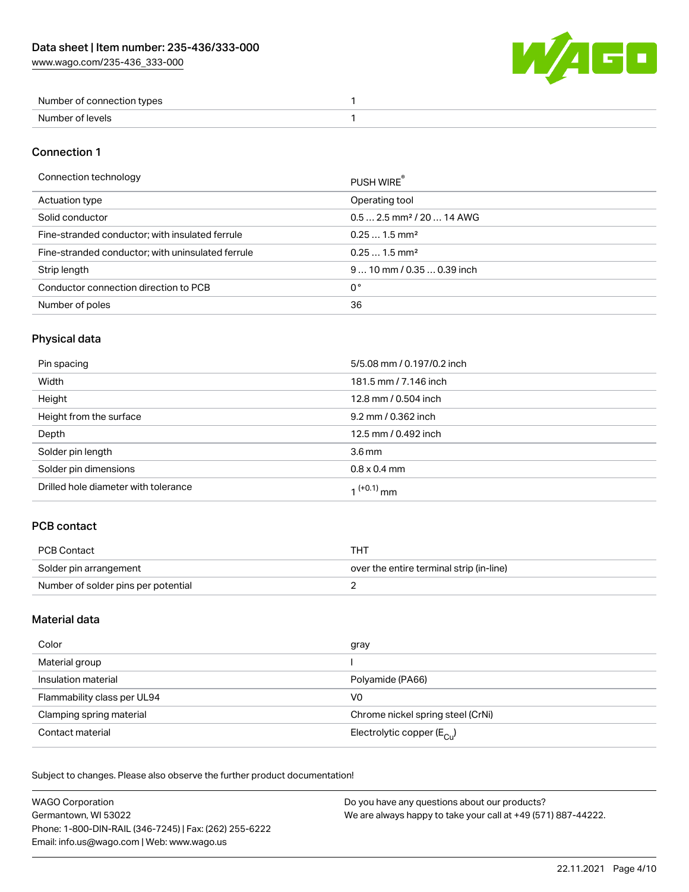| | |
|---|---|
| Number of connection types | 1 |
| Number of levels | 1 |

## Connection 1

| | |
|---|---|
| Connection technology | PUSH WIRE® |
| Actuation type | Operating tool |
| Solid conductor | 0.5 … 2.5 mm² / 20 … 14 AWG |
| Fine-stranded conductor; with insulated ferrule | 0.25 … 1.5 mm² |
| Fine-stranded conductor; with uninsulated ferrule | 0.25 … 1.5 mm² |
| Strip length | 9 … 10 mm / 0.35 … 0.39 inch |
| Conductor connection direction to PCB | 0 ° |
| Number of poles | 36 |

## Physical data

| | |
|---|---|
| Pin spacing | 5/5.08 mm / 0.197/0.2 inch |
| Width | 181.5 mm / 7.146 inch |
| Height | 12.8 mm / 0.504 inch |
| Height from the surface | 9.2 mm / 0.362 inch |
| Depth | 12.5 mm / 0.492 inch |
| Solder pin length | 3.6 mm |
| Solder pin dimensions | 0.8 x 0.4 mm |
| Drilled hole diameter with tolerance | $1^{(+0.1)}$ mm |

## PCB contact

| | |
|---|---|
| PCB Contact | THT |
| Solder pin arrangement | over the entire terminal strip (in-line) |
| Number of solder pins per potential | 2 |

## Material data

| | |
|---|---|
| Color | gray |
| Material group | I |
| Insulation material | Polyamide (PA66) |
| Flammability class per UL94 | V0 |
| Clamping spring material | Chrome nickel spring steel (CrNi) |
| Contact material | Electrolytic copper ($E_{Cu}$) |

Subject to changes. Please also observe the further product documentation!

WAGO Corporation
Germantown, WI 53022
Phone: 1-800-DIN-RAIL (346-7245) | Fax: (262) 255-6222
Email: info.us@wago.com | Web: www.wago.us

Do you have any questions about our products?
We are always happy to take your call at +49 (571) 887-44222.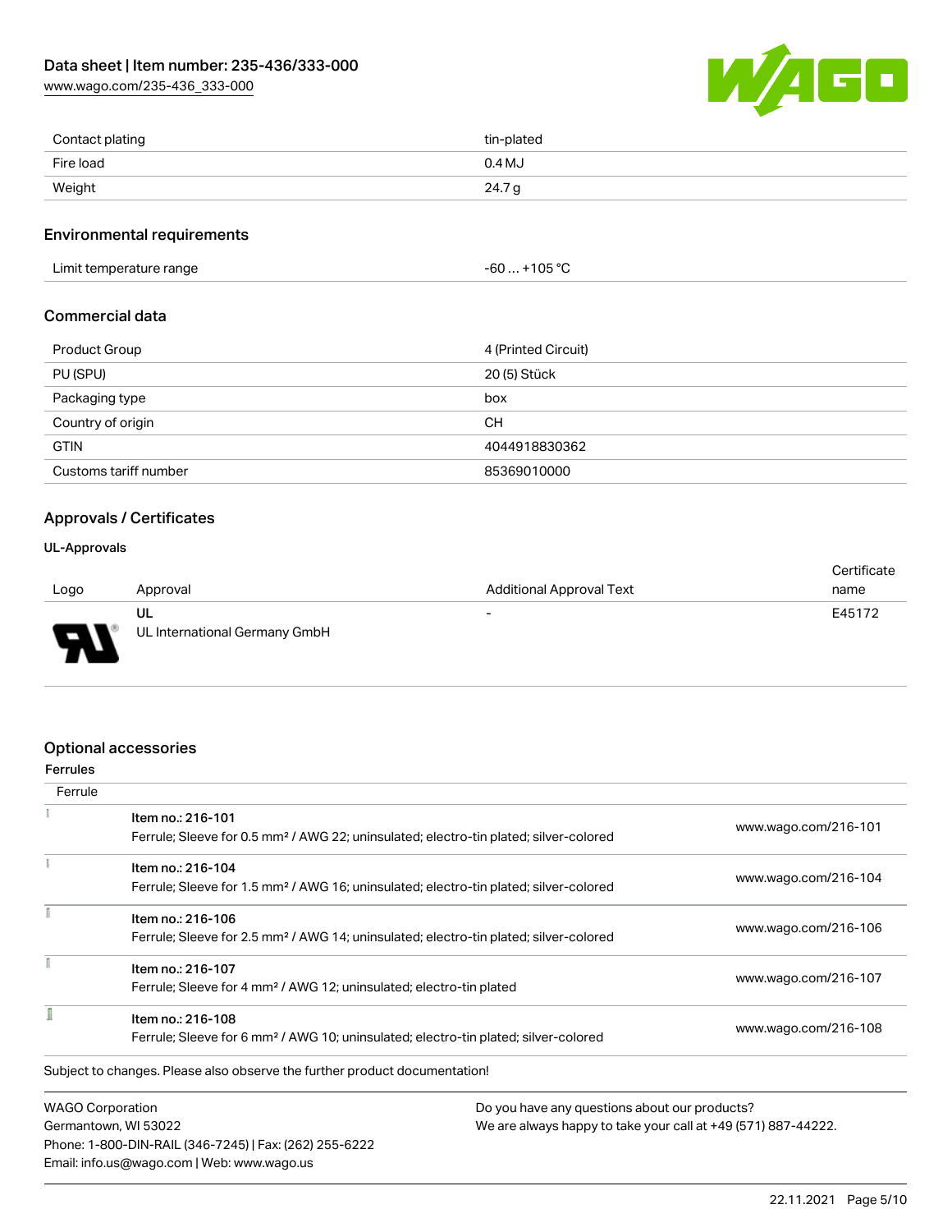| | |
|---|---|
| Contact plating | tin-plated |
| Fire load | 0.4 MJ |
| Weight | 24.7 g |

## Environmental requirements

| | |
|---|---|
| Limit temperature range | -60 … +105 °C |

## Commercial data

| | |
|---|---|
| Product Group | 4 (Printed Circuit) |
| PU (SPU) | 20 (5) Stück |
| Packaging type | box |
| Country of origin | CH |
| GTIN | 4044918830362 |
| Customs tariff number | 85369010000 |

## Approvals / Certificates

### UL-Approvals

| Logo | Approval | Additional Approval Text | Certificate name |
|---|---|---|---|
| | UL<br>UL International Germany GmbH | - | E45172 |

## Optional accessories

### Ferrules

| Ferrule | | |
|---|---|---|
| | Item no.: 216-101<br>Ferrule; Sleeve for 0.5 mm² / AWG 22; uninsulated; electro-tin plated; silver-colored | www.wago.com/216-101 |
| | Item no.: 216-104<br>Ferrule; Sleeve for 1.5 mm² / AWG 16; uninsulated; electro-tin plated; silver-colored | www.wago.com/216-104 |
| | Item no.: 216-106<br>Ferrule; Sleeve for 2.5 mm² / AWG 14; uninsulated; electro-tin plated; silver-colored | www.wago.com/216-106 |
| | Item no.: 216-107<br>Ferrule; Sleeve for 4 mm² / AWG 12; uninsulated; electro-tin plated | www.wago.com/216-107 |
| | Item no.: 216-108<br>Ferrule; Sleeve for 6 mm² / AWG 10; uninsulated; electro-tin plated; silver-colored | www.wago.com/216-108 |

Subject to changes. Please also observe the further product documentation!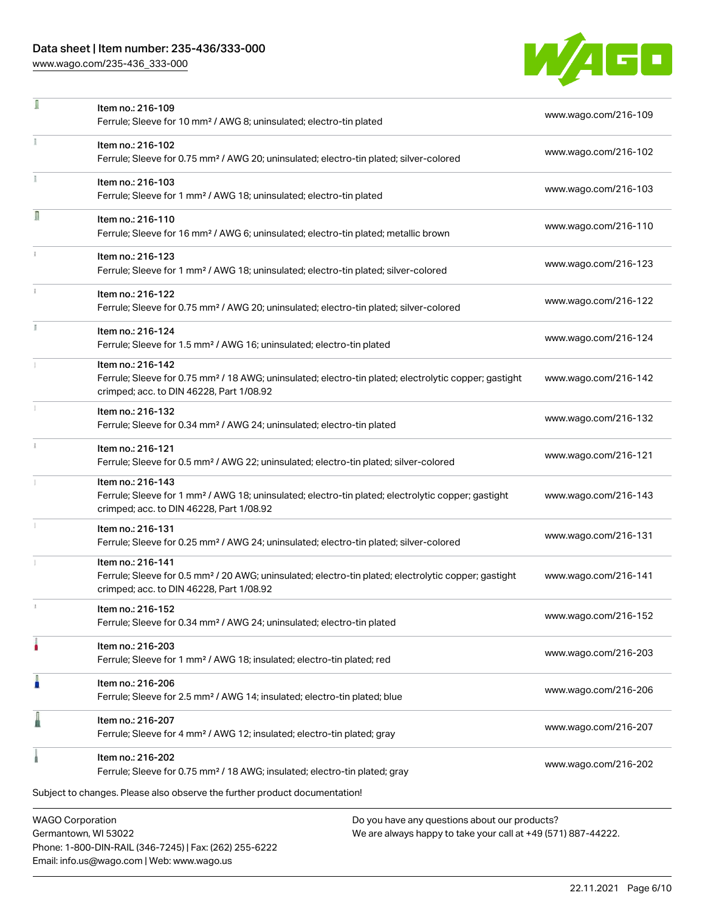| | | |
|---|---|---|
| | Item no.: 216-109<br>Ferrule; Sleeve for 10 mm² / AWG 8; uninsulated; electro-tin plated | www.wago.com/216-109 |
| | Item no.: 216-102<br>Ferrule; Sleeve for 0.75 mm² / AWG 20; uninsulated; electro-tin plated; silver-colored | www.wago.com/216-102 |
| | Item no.: 216-103<br>Ferrule; Sleeve for 1 mm² / AWG 18; uninsulated; electro-tin plated | www.wago.com/216-103 |
| | Item no.: 216-110<br>Ferrule; Sleeve for 16 mm² / AWG 6; uninsulated; electro-tin plated; metallic brown | www.wago.com/216-110 |
| | Item no.: 216-123<br>Ferrule; Sleeve for 1 mm² / AWG 18; uninsulated; electro-tin plated; silver-colored | www.wago.com/216-123 |
| | Item no.: 216-122<br>Ferrule; Sleeve for 0.75 mm² / AWG 20; uninsulated; electro-tin plated; silver-colored | www.wago.com/216-122 |
| | Item no.: 216-124<br>Ferrule; Sleeve for 1.5 mm² / AWG 16; uninsulated; electro-tin plated | www.wago.com/216-124 |
| | Item no.: 216-142<br>Ferrule; Sleeve for 0.75 mm² / 18 AWG; uninsulated; electro-tin plated; electrolytic copper; gastight crimped; acc. to DIN 46228, Part 1/08.92 | www.wago.com/216-142 |
| | Item no.: 216-132<br>Ferrule; Sleeve for 0.34 mm² / AWG 24; uninsulated; electro-tin plated | www.wago.com/216-132 |
| | Item no.: 216-121<br>Ferrule; Sleeve for 0.5 mm² / AWG 22; uninsulated; electro-tin plated; silver-colored | www.wago.com/216-121 |
| | Item no.: 216-143<br>Ferrule; Sleeve for 1 mm² / AWG 18; uninsulated; electro-tin plated; electrolytic copper; gastight crimped; acc. to DIN 46228, Part 1/08.92 | www.wago.com/216-143 |
| | Item no.: 216-131<br>Ferrule; Sleeve for 0.25 mm² / AWG 24; uninsulated; electro-tin plated; silver-colored | www.wago.com/216-131 |
| | Item no.: 216-141<br>Ferrule; Sleeve for 0.5 mm² / 20 AWG; uninsulated; electro-tin plated; electrolytic copper; gastight crimped; acc. to DIN 46228, Part 1/08.92 | www.wago.com/216-141 |
| | Item no.: 216-152<br>Ferrule; Sleeve for 0.34 mm² / AWG 24; uninsulated; electro-tin plated | www.wago.com/216-152 |
| | Item no.: 216-203<br>Ferrule; Sleeve for 1 mm² / AWG 18; insulated; electro-tin plated; red | www.wago.com/216-203 |
| | Item no.: 216-206<br>Ferrule; Sleeve for 2.5 mm² / AWG 14; insulated; electro-tin plated; blue | www.wago.com/216-206 |
| | Item no.: 216-207<br>Ferrule; Sleeve for 4 mm² / AWG 12; insulated; electro-tin plated; gray | www.wago.com/216-207 |
| | Item no.: 216-202<br>Ferrule; Sleeve for 0.75 mm² / 18 AWG; insulated; electro-tin plated; gray | www.wago.com/216-202 |

Subject to changes. Please also observe the further product documentation!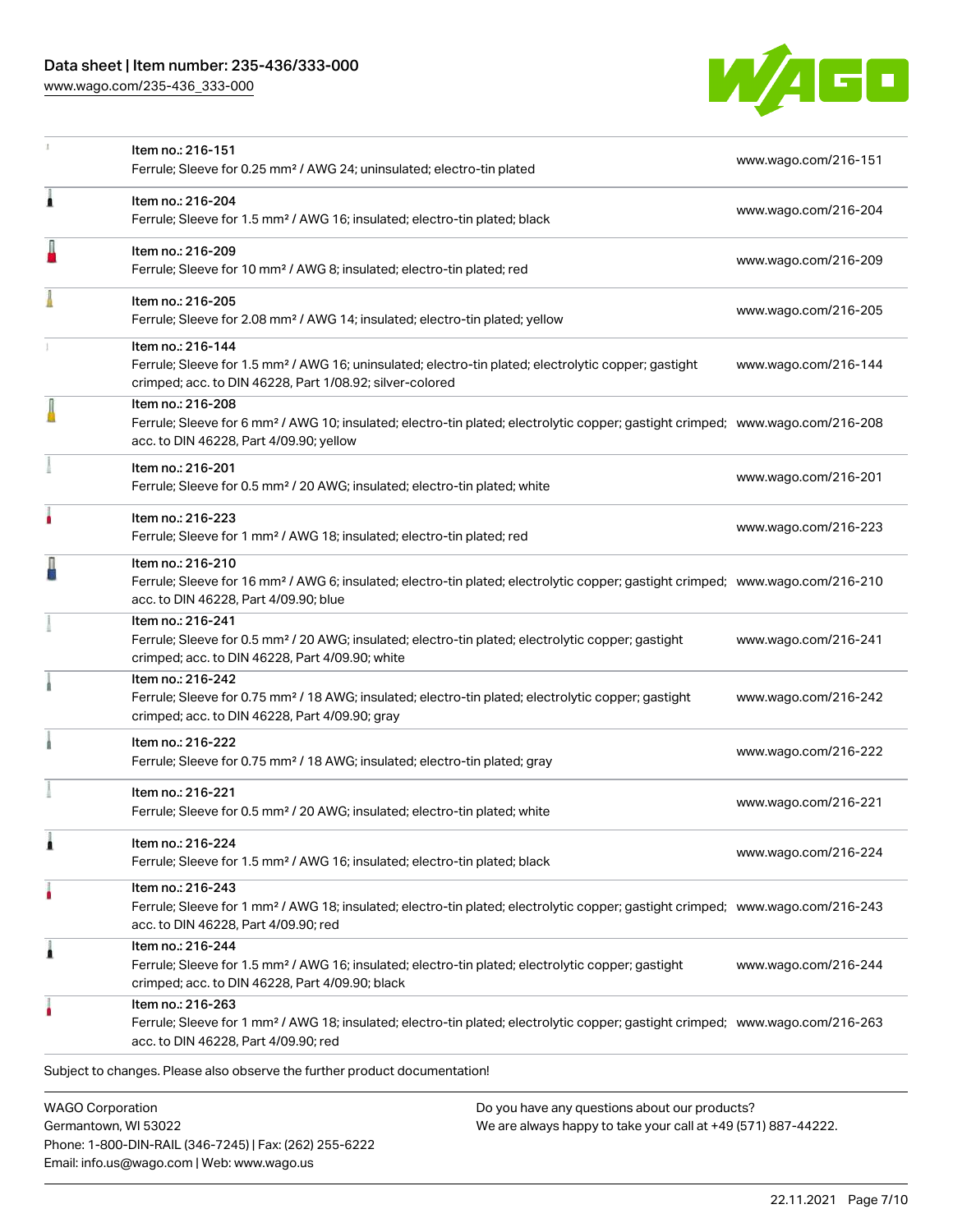| | | |
|---|---|---|
| | Item no.: 216-151<br>Ferrule; Sleeve for 0.25 mm² / AWG 24; uninsulated; electro-tin plated | www.wago.com/216-151 |
| | Item no.: 216-204<br>Ferrule; Sleeve for 1.5 mm² / AWG 16; insulated; electro-tin plated; black | www.wago.com/216-204 |
| | Item no.: 216-209<br>Ferrule; Sleeve for 10 mm² / AWG 8; insulated; electro-tin plated; red | www.wago.com/216-209 |
| | Item no.: 216-205<br>Ferrule; Sleeve for 2.08 mm² / AWG 14; insulated; electro-tin plated; yellow | www.wago.com/216-205 |
| | Item no.: 216-144<br>Ferrule; Sleeve for 1.5 mm² / AWG 16; uninsulated; electro-tin plated; electrolytic copper; gastight crimped; acc. to DIN 46228, Part 1/08.92; silver-colored | www.wago.com/216-144 |
| | Item no.: 216-208<br>Ferrule; Sleeve for 6 mm² / AWG 10; insulated; electro-tin plated; electrolytic copper; gastight crimped; acc. to DIN 46228, Part 4/09.90; yellow | www.wago.com/216-208 |
| | Item no.: 216-201<br>Ferrule; Sleeve for 0.5 mm² / 20 AWG; insulated; electro-tin plated; white | www.wago.com/216-201 |
| | Item no.: 216-223<br>Ferrule; Sleeve for 1 mm² / AWG 18; insulated; electro-tin plated; red | www.wago.com/216-223 |
| | Item no.: 216-210<br>Ferrule; Sleeve for 16 mm² / AWG 6; insulated; electro-tin plated; electrolytic copper; gastight crimped; acc. to DIN 46228, Part 4/09.90; blue | www.wago.com/216-210 |
| | Item no.: 216-241<br>Ferrule; Sleeve for 0.5 mm² / 20 AWG; insulated; electro-tin plated; electrolytic copper; gastight crimped; acc. to DIN 46228, Part 4/09.90; white | www.wago.com/216-241 |
| | Item no.: 216-242<br>Ferrule; Sleeve for 0.75 mm² / 18 AWG; insulated; electro-tin plated; electrolytic copper; gastight crimped; acc. to DIN 46228, Part 4/09.90; gray | www.wago.com/216-242 |
| | Item no.: 216-222<br>Ferrule; Sleeve for 0.75 mm² / 18 AWG; insulated; electro-tin plated; gray | www.wago.com/216-222 |
| | Item no.: 216-221<br>Ferrule; Sleeve for 0.5 mm² / 20 AWG; insulated; electro-tin plated; white | www.wago.com/216-221 |
| | Item no.: 216-224<br>Ferrule; Sleeve for 1.5 mm² / AWG 16; insulated; electro-tin plated; black | www.wago.com/216-224 |
| | Item no.: 216-243<br>Ferrule; Sleeve for 1 mm² / AWG 18; insulated; electro-tin plated; electrolytic copper; gastight crimped; acc. to DIN 46228, Part 4/09.90; red | www.wago.com/216-243 |
| | Item no.: 216-244<br>Ferrule; Sleeve for 1.5 mm² / AWG 16; insulated; electro-tin plated; electrolytic copper; gastight crimped; acc. to DIN 46228, Part 4/09.90; black | www.wago.com/216-244 |
| | Item no.: 216-263<br>Ferrule; Sleeve for 1 mm² / AWG 18; insulated; electro-tin plated; electrolytic copper; gastight crimped; acc. to DIN 46228, Part 4/09.90; red | www.wago.com/216-263 |

Subject to changes. Please also observe the further product documentation!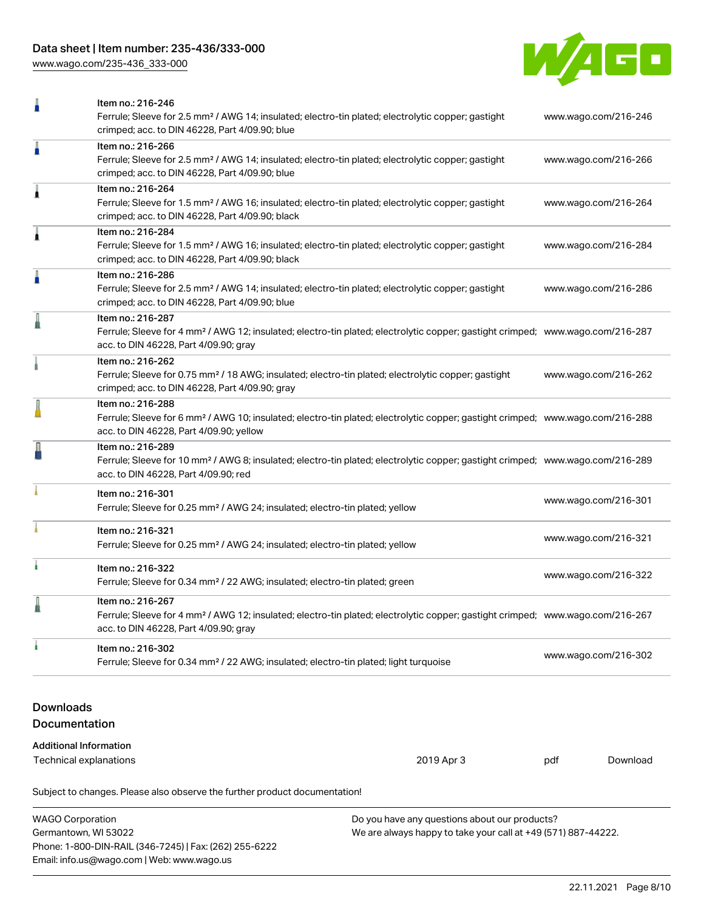| | | |
|---|---|---|
| | Item no.: 216-246<br>Ferrule; Sleeve for 2.5 mm² / AWG 14; insulated; electro-tin plated; electrolytic copper; gastight crimped; acc. to DIN 46228, Part 4/09.90; blue | www.wago.com/216-246 |
| | Item no.: 216-266<br>Ferrule; Sleeve for 2.5 mm² / AWG 14; insulated; electro-tin plated; electrolytic copper; gastight crimped; acc. to DIN 46228, Part 4/09.90; blue | www.wago.com/216-266 |
| | Item no.: 216-264<br>Ferrule; Sleeve for 1.5 mm² / AWG 16; insulated; electro-tin plated; electrolytic copper; gastight crimped; acc. to DIN 46228, Part 4/09.90; black | www.wago.com/216-264 |
| | Item no.: 216-284<br>Ferrule; Sleeve for 1.5 mm² / AWG 16; insulated; electro-tin plated; electrolytic copper; gastight crimped; acc. to DIN 46228, Part 4/09.90; black | www.wago.com/216-284 |
| | Item no.: 216-286<br>Ferrule; Sleeve for 2.5 mm² / AWG 14; insulated; electro-tin plated; electrolytic copper; gastight crimped; acc. to DIN 46228, Part 4/09.90; blue | www.wago.com/216-286 |
| | Item no.: 216-287<br>Ferrule; Sleeve for 4 mm² / AWG 12; insulated; electro-tin plated; electrolytic copper; gastight crimped; acc. to DIN 46228, Part 4/09.90; gray | www.wago.com/216-287 |
| | Item no.: 216-262<br>Ferrule; Sleeve for 0.75 mm² / 18 AWG; insulated; electro-tin plated; electrolytic copper; gastight crimped; acc. to DIN 46228, Part 4/09.90; gray | www.wago.com/216-262 |
| | Item no.: 216-288<br>Ferrule; Sleeve for 6 mm² / AWG 10; insulated; electro-tin plated; electrolytic copper; gastight crimped; acc. to DIN 46228, Part 4/09.90; yellow | www.wago.com/216-288 |
| | Item no.: 216-289<br>Ferrule; Sleeve for 10 mm² / AWG 8; insulated; electro-tin plated; electrolytic copper; gastight crimped; acc. to DIN 46228, Part 4/09.90; red | www.wago.com/216-289 |
| | Item no.: 216-301<br>Ferrule; Sleeve for 0.25 mm² / AWG 24; insulated; electro-tin plated; yellow | www.wago.com/216-301 |
| | Item no.: 216-321<br>Ferrule; Sleeve for 0.25 mm² / AWG 24; insulated; electro-tin plated; yellow | www.wago.com/216-321 |
| | Item no.: 216-322<br>Ferrule; Sleeve for 0.34 mm² / 22 AWG; insulated; electro-tin plated; green | www.wago.com/216-322 |
| | Item no.: 216-267<br>Ferrule; Sleeve for 4 mm² / AWG 12; insulated; electro-tin plated; electrolytic copper; gastight crimped; acc. to DIN 46228, Part 4/09.90; gray | www.wago.com/216-267 |
| | Item no.: 216-302<br>Ferrule; Sleeve for 0.34 mm² / 22 AWG; insulated; electro-tin plated; light turquoise | www.wago.com/216-302 |

## Downloads

### Documentation

**Additional Information**

| | | | |
|---|---|---|---|
| Technical explanations | 2019 Apr 3 | pdf | Download |

Subject to changes. Please also observe the further product documentation!

WAGO Corporation
Germantown, WI 53022
Phone: 1-800-DIN-RAIL (346-7245) | Fax: (262) 255-6222
Email: info.us@wago.com | Web: www.wago.us

Do you have any questions about our products?
We are always happy to take your call at +49 (571) 887-44222.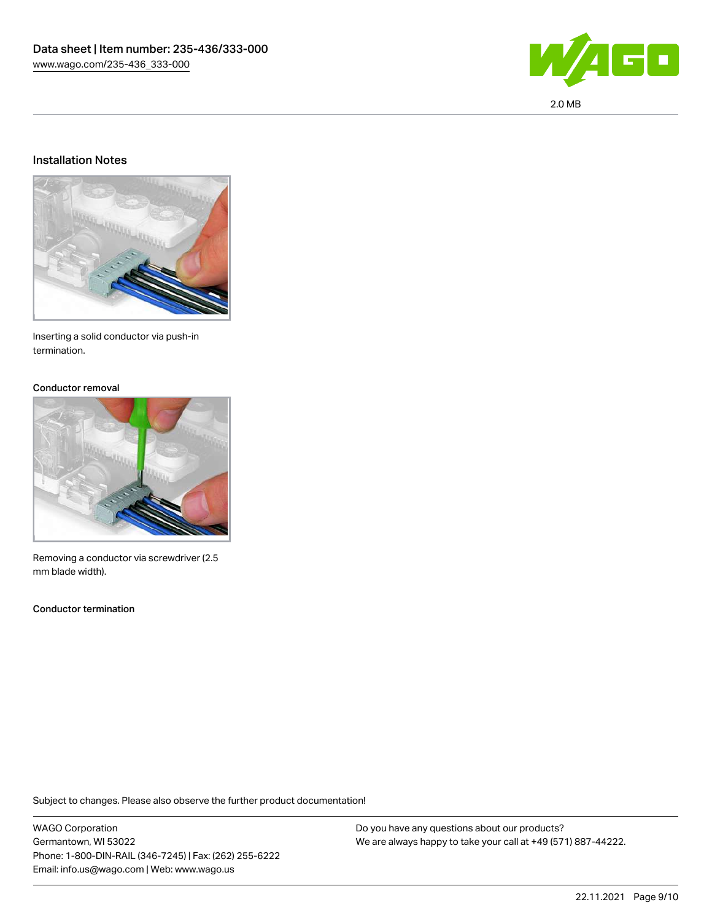## Installation Notes

Inserting a solid conductor via push-in termination.

#### Conductor removal

Removing a conductor via screwdriver (2.5 mm blade width).

#### Conductor termination

Subject to changes. Please also observe the further product documentation!

WAGO Corporation
Germantown, WI 53022
Phone: 1-800-DIN-RAIL (346-7245) | Fax: (262) 255-6222
Email: info.us@wago.com | Web: www.wago.us

Do you have any questions about our products?
We are always happy to take your call at +49 (571) 887-44222.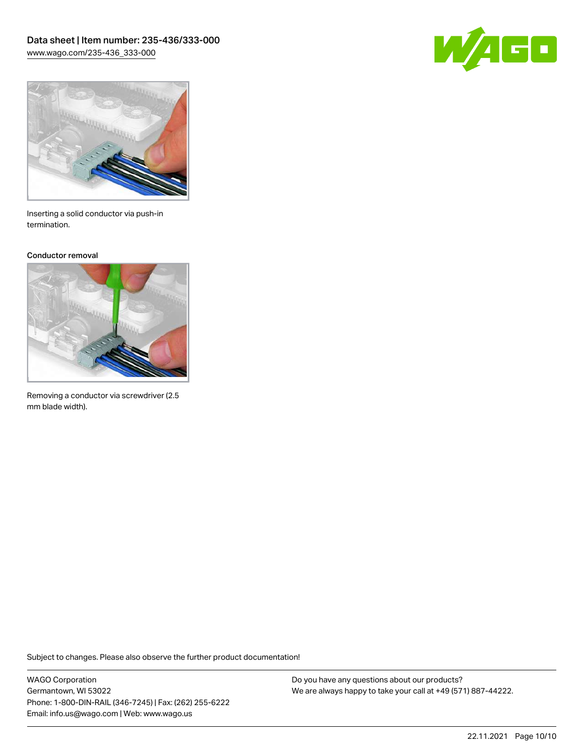Inserting a solid conductor via push-in termination.

Conductor removal

Removing a conductor via screwdriver (2.5 mm blade width).

Subject to changes. Please also observe the further product documentation!

WAGO Corporation
Germantown, WI 53022
Phone: 1-800-DIN-RAIL (346-7245) | Fax: (262) 255-6222
Email: info.us@wago.com | Web: www.wago.us

Do you have any questions about our products?
We are always happy to take your call at +49 (571) 887-44222.